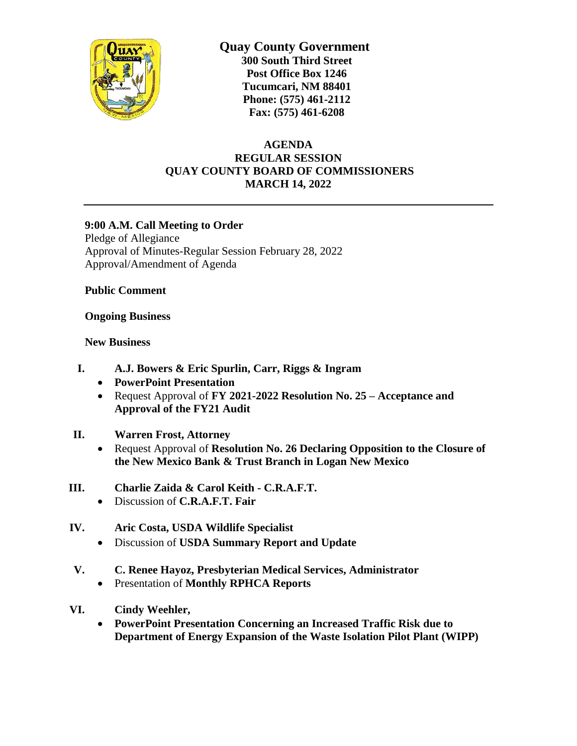**Quay County Government**
**300 South Third Street**
**Post Office Box 1246**
**Tucumcari, NM 88401**
**Phone: (575) 461-2112**
**Fax: (575) 461-6208**

# AGENDA
## REGULAR SESSION
## QUAY COUNTY BOARD OF COMMISSIONERS
## MARCH 14, 2022

---

**9:00 A.M. Call Meeting to Order**
Pledge of Allegiance
Approval of Minutes-Regular Session February 28, 2022
Approval/Amendment of Agenda

**Public Comment**

**Ongoing Business**

**New Business**

**I. A.J. Bowers & Eric Spurlin, Carr, Riggs & Ingram**

- **PowerPoint Presentation**
- Request Approval of **FY 2021-2022 Resolution No. 25 – Acceptance and Approval of the FY21 Audit**

**II. Warren Frost, Attorney**

- Request Approval of **Resolution No. 26 Declaring Opposition to the Closure of the New Mexico Bank & Trust Branch in Logan New Mexico**

**III. Charlie Zaida & Carol Keith - C.R.A.F.T.**

- Discussion of **C.R.A.F.T. Fair**

**IV. Aric Costa, USDA Wildlife Specialist**

- Discussion of **USDA Summary Report and Update**

**V. C. Renee Hayoz, Presbyterian Medical Services, Administrator**

- Presentation of **Monthly RPHCA Reports**

**VI. Cindy Weehler,**

- **PowerPoint Presentation Concerning an Increased Traffic Risk due to Department of Energy Expansion of the Waste Isolation Pilot Plant (WIPP)**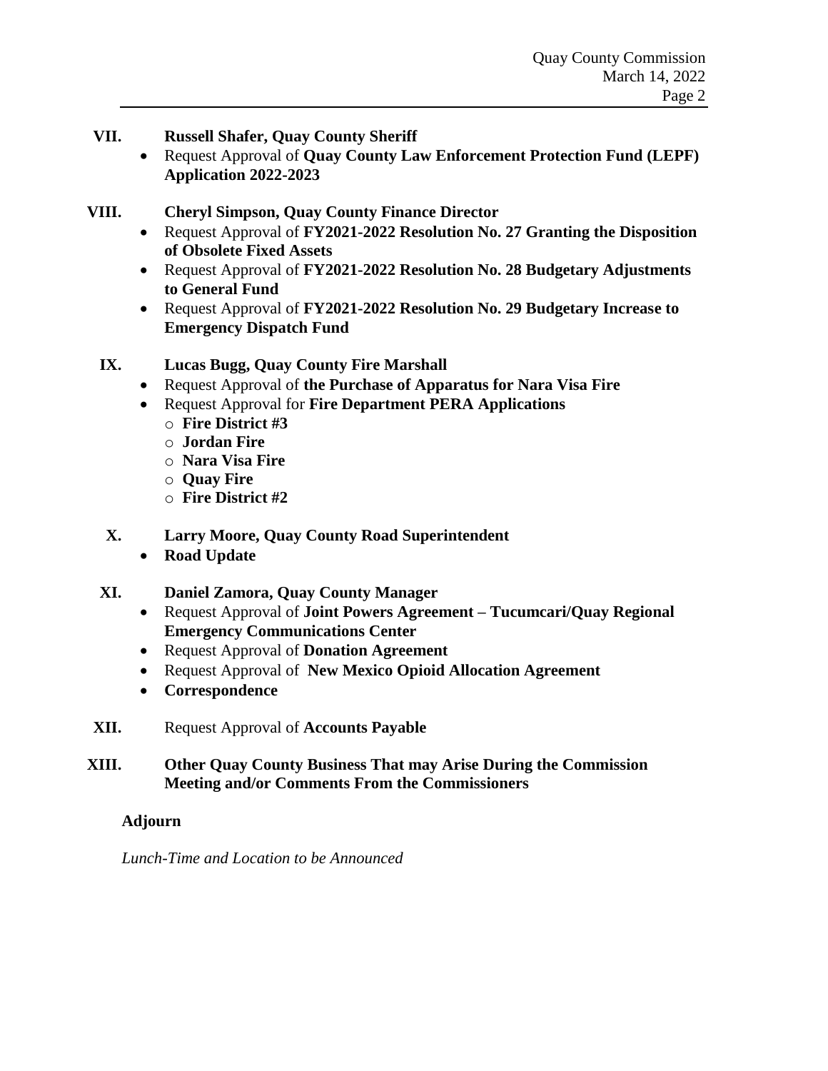**VII. Russell Shafer, Quay County Sheriff**

- Request Approval of **Quay County Law Enforcement Protection Fund (LEPF) Application 2022-2023**

**VIII. Cheryl Simpson, Quay County Finance Director**

- Request Approval of **FY2021-2022 Resolution No. 27 Granting the Disposition of Obsolete Fixed Assets**
- Request Approval of **FY2021-2022 Resolution No. 28 Budgetary Adjustments to General Fund**
- Request Approval of **FY2021-2022 Resolution No. 29 Budgetary Increase to Emergency Dispatch Fund**

**IX. Lucas Bugg, Quay County Fire Marshall**

- Request Approval of **the Purchase of Apparatus for Nara Visa Fire**
- Request Approval for **Fire Department PERA Applications**
  - **Fire District #3**
  - **Jordan Fire**
  - **Nara Visa Fire**
  - **Quay Fire**
  - **Fire District #2**

**X. Larry Moore, Quay County Road Superintendent**

- **Road Update**

**XI. Daniel Zamora, Quay County Manager**

- Request Approval of **Joint Powers Agreement – Tucumcari/Quay Regional Emergency Communications Center**
- Request Approval of **Donation Agreement**
- Request Approval of **New Mexico Opioid Allocation Agreement**
- **Correspondence**

**XII.** Request Approval of **Accounts Payable**

**XIII. Other Quay County Business That may Arise During the Commission Meeting and/or Comments From the Commissioners**

**Adjourn**

*Lunch-Time and Location to be Announced*